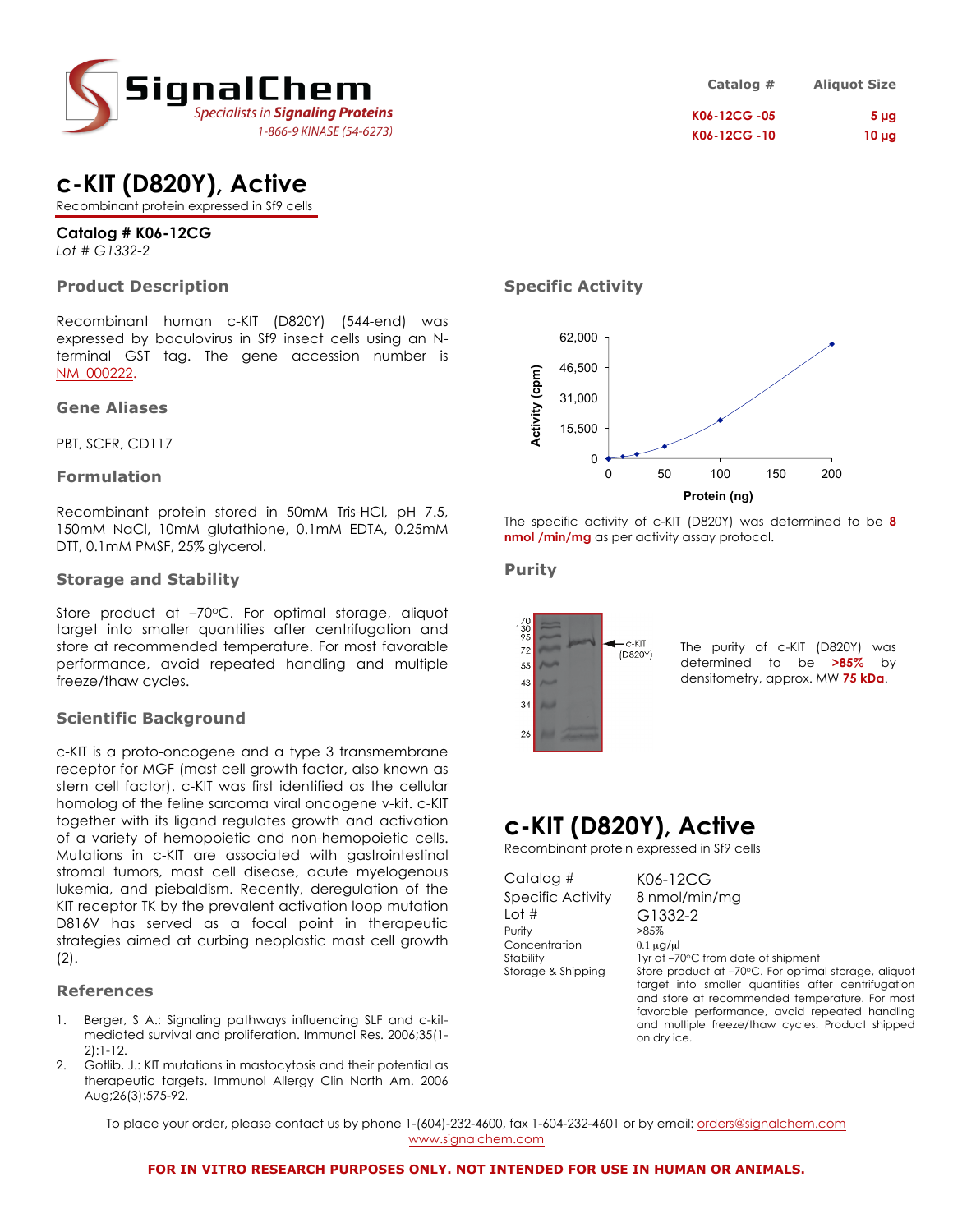# SignalChem

*Specialists in Signaling Proteins*

1-866-9 KINASE (54-6273)

| Catalog # | Aliquot Size |
|---|---|
| K06-12CG -05 | 5 µg |
| K06-12CG -10 | 10 µg |

# c-KIT (D820Y), Active

Recombinant protein expressed in Sf9 cells

**Catalog # K06-12CG**

*Lot # G1332-2*

## Product Description

Recombinant human c-KIT (D820Y) (544-end) was expressed by baculovirus in Sf9 insect cells using an N-terminal GST tag. The gene accession number is NM_000222.

## Gene Aliases

PBT, SCFR, CD117

## Formulation

Recombinant protein stored in 50mM Tris-HCl, pH 7.5, 150mM NaCl, 10mM glutathione, 0.1mM EDTA, 0.25mM DTT, 0.1mM PMSF, 25% glycerol.

## Storage and Stability

Store product at –70°C. For optimal storage, aliquot target into smaller quantities after centrifugation and store at recommended temperature. For most favorable performance, avoid repeated handling and multiple freeze/thaw cycles.

## Scientific Background

c-KIT is a proto-oncogene and a type 3 transmembrane receptor for MGF (mast cell growth factor, also known as stem cell factor). c-KIT was first identified as the cellular homolog of the feline sarcoma viral oncogene v-kit. c-KIT together with its ligand regulates growth and activation of a variety of hemopoietic and non-hemopoietic cells. Mutations in c-KIT are associated with gastrointestinal stromal tumors, mast cell disease, acute myelogenous lukemia, and piebaldism. Recently, deregulation of the KIT receptor TK by the prevalent activation loop mutation D816V has served as a focal point in therapeutic strategies aimed at curbing neoplastic mast cell growth (2).

## References

1. Berger, S A.: Signaling pathways influencing SLF and c-kit-mediated survival and proliferation. Immunol Res. 2006;35(1-2):1-12.
2. Gotlib, J.: KIT mutations in mastocytosis and their potential as therapeutic targets. Immunol Allergy Clin North Am. 2006 Aug;26(3):575-92.

## Specific Activity

The specific activity of c-KIT (D820Y) was determined to be **8 nmol /min/mg** as per activity assay protocol.

## Purity

The purity of c-KIT (D820Y) was determined to be **>85%** by densitometry, approx. MW **75 kDa**.

# c-KIT (D820Y), Active

Recombinant protein expressed in Sf9 cells

| | |
|---|---|
| Catalog # | K06-12CG |
| Specific Activity | 8 nmol/min/mg |
| Lot # | G1332-2 |
| Purity | >85% |
| Concentration | 0.1 µg/µl |
| Stability | 1yr at –70°C from date of shipment |
| Storage & Shipping | Store product at –70°C. For optimal storage, aliquot target into smaller quantities after centrifugation and store at recommended temperature. For most favorable performance, avoid repeated handling and multiple freeze/thaw cycles. Product shipped on dry ice. |

To place your order, please contact us by phone 1-(604)-232-4600, fax 1-604-232-4601 or by email: orders@signalchem.com
www.signalchem.com

**FOR IN VITRO RESEARCH PURPOSES ONLY. NOT INTENDED FOR USE IN HUMAN OR ANIMALS.**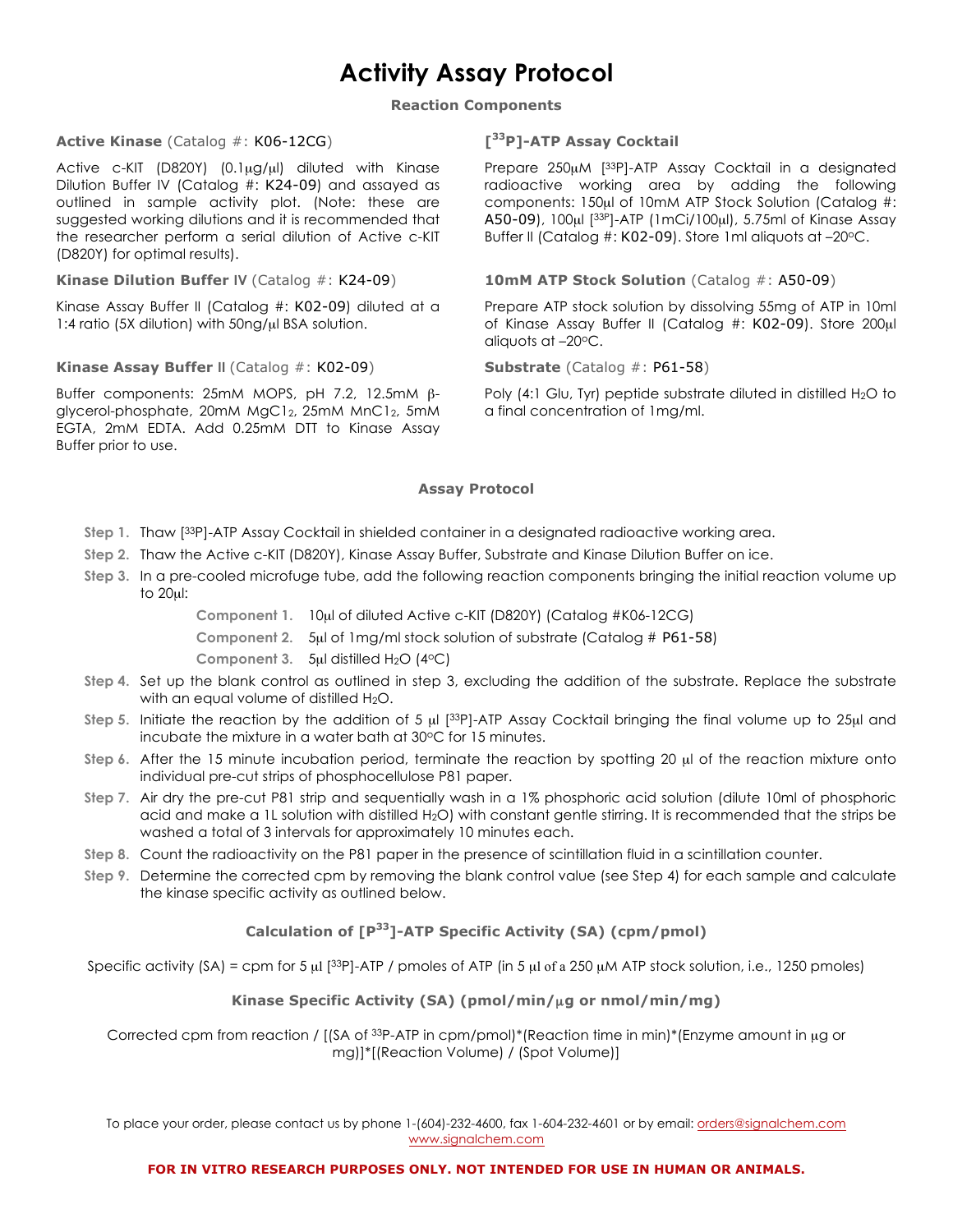# Activity Assay Protocol

### Reaction Components

**Active Kinase** (Catalog #: K06-12CG)

Active c-KIT (D820Y) (0.1μg/μl) diluted with Kinase Dilution Buffer IV (Catalog #: K24-09) and assayed as outlined in sample activity plot. (Note: these are suggested working dilutions and it is recommended that the researcher perform a serial dilution of Active c-KIT (D820Y) for optimal results).

**Kinase Dilution Buffer IV** (Catalog #: K24-09)

Kinase Assay Buffer II (Catalog #: K02-09) diluted at a 1:4 ratio (5X dilution) with 50ng/μl BSA solution.

**Kinase Assay Buffer II** (Catalog #: K02-09)

Buffer components: 25mM MOPS, pH 7.2, 12.5mM β-glycerol-phosphate, 20mM $MgCl_2$, 25mM $MnCl_2$, 5mM EGTA, 2mM EDTA. Add 0.25mM DTT to Kinase Assay Buffer prior to use.

**[$^{33}$P]-ATP Assay Cocktail**

Prepare 250μM [$^{33}$P]-ATP Assay Cocktail in a designated radioactive working area by adding the following components: 150μl of 10mM ATP Stock Solution (Catalog #: A50-09), 100μl [$^{33}$P]-ATP (1mCi/100μl), 5.75ml of Kinase Assay Buffer II (Catalog #: K02-09). Store 1ml aliquots at –20°C.

**10mM ATP Stock Solution** (Catalog #: A50-09)

Prepare ATP stock solution by dissolving 55mg of ATP in 10ml of Kinase Assay Buffer II (Catalog #: K02-09). Store 200μl aliquots at –20°C.

**Substrate** (Catalog #: P61-58)

Poly (4:1 Glu, Tyr) peptide substrate diluted in distilled $H_2O$ to a final concentration of 1mg/ml.

### Assay Protocol

- **Step 1.** Thaw [$^{33}$P]-ATP Assay Cocktail in shielded container in a designated radioactive working area.
- **Step 2.** Thaw the Active c-KIT (D820Y), Kinase Assay Buffer, Substrate and Kinase Dilution Buffer on ice.
- **Step 3.** In a pre-cooled microfuge tube, add the following reaction components bringing the initial reaction volume up to 20μl:
  - **Component 1.** 10μl of diluted Active c-KIT (D820Y) (Catalog #K06-12CG)
  - **Component 2.** 5μl of 1mg/ml stock solution of substrate (Catalog # P61-58)
  - **Component 3.** 5μl distilled $H_2O$ (4°C)
- **Step 4.** Set up the blank control as outlined in step 3, excluding the addition of the substrate. Replace the substrate with an equal volume of distilled $H_2O$.
- **Step 5.** Initiate the reaction by the addition of 5 μl [$^{33}$P]-ATP Assay Cocktail bringing the final volume up to 25μl and incubate the mixture in a water bath at 30°C for 15 minutes.
- **Step 6.** After the 15 minute incubation period, terminate the reaction by spotting 20 μl of the reaction mixture onto individual pre-cut strips of phosphocellulose P81 paper.
- **Step 7.** Air dry the pre-cut P81 strip and sequentially wash in a 1% phosphoric acid solution (dilute 10ml of phosphoric acid and make a 1L solution with distilled $H_2O$) with constant gentle stirring. It is recommended that the strips be washed a total of 3 intervals for approximately 10 minutes each.
- **Step 8.** Count the radioactivity on the P81 paper in the presence of scintillation fluid in a scintillation counter.
- **Step 9.** Determine the corrected cpm by removing the blank control value (see Step 4) for each sample and calculate the kinase specific activity as outlined below.

### Calculation of [P$^{33}$]-ATP Specific Activity (SA) (cpm/pmol)

Specific activity (SA) = cpm for 5 μl [$^{33}$P]-ATP / pmoles of ATP (in 5 μl of a 250 μM ATP stock solution, i.e., 1250 pmoles)

### Kinase Specific Activity (SA) (pmol/min/μg or nmol/min/mg)

Corrected cpm from reaction / [(SA of $^{33}$P-ATP in cpm/pmol)*(Reaction time in min)*(Enzyme amount in μg or mg)]*[(Reaction Volume) / (Spot Volume)]

To place your order, please contact us by phone 1-(604)-232-4600, fax 1-604-232-4601 or by email: orders@signalchem.com
www.signalchem.com

**FOR IN VITRO RESEARCH PURPOSES ONLY. NOT INTENDED FOR USE IN HUMAN OR ANIMALS.**